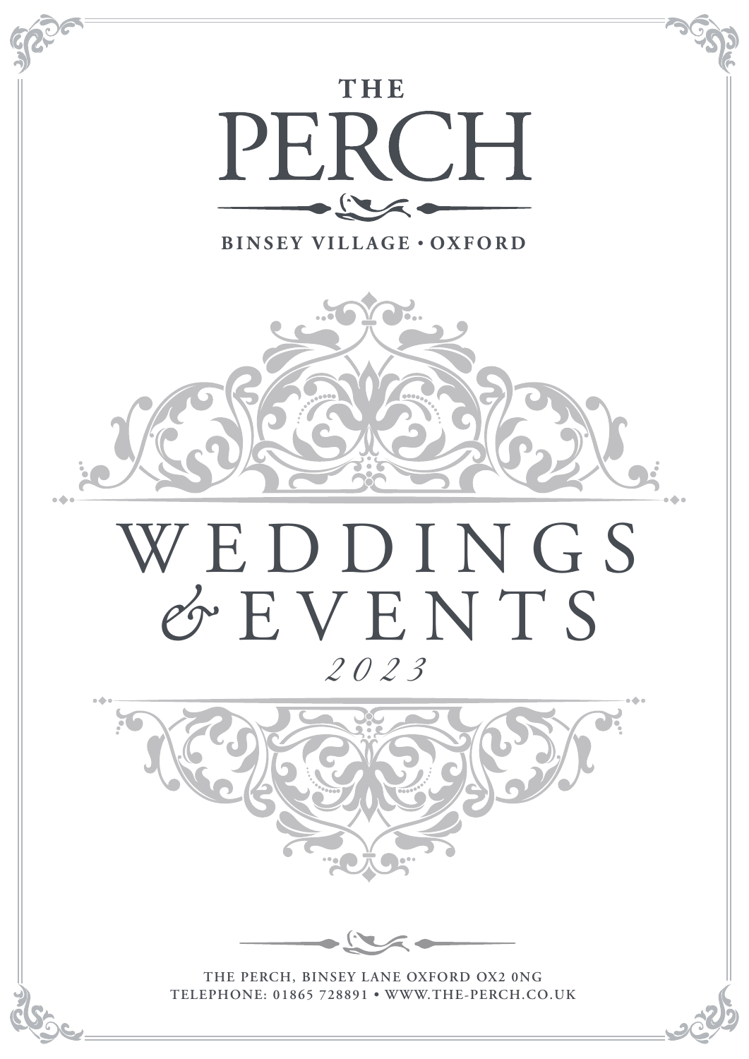# THE PERCH

**BINSEY VILLAGE • OXFORD**

# WEDDINGS & EVENTS

*2023*

THE PERCH, BINSEY LANE OXFORD OX2 0NG
TELEPHONE: 01865 728891 • WWW.THE-PERCH.CO.UK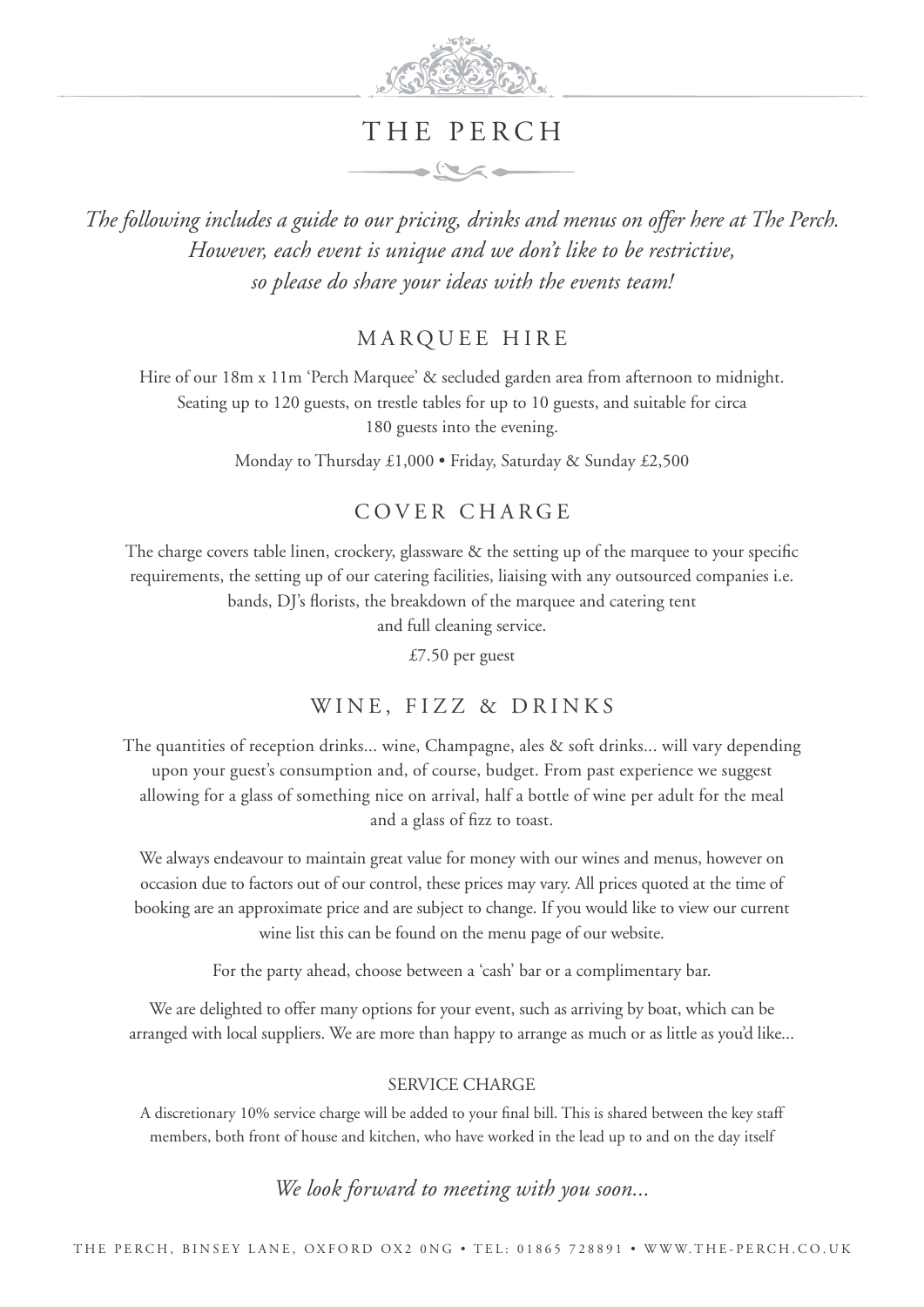# THE PERCH

*The following includes a guide to our pricing, drinks and menus on offer here at The Perch. However, each event is unique and we don't like to be restrictive, so please do share your ideas with the events team!*

## MARQUEE HIRE

Hire of our 18m x 11m 'Perch Marquee' & secluded garden area from afternoon to midnight. Seating up to 120 guests, on trestle tables for up to 10 guests, and suitable for circa 180 guests into the evening.

Monday to Thursday £1,000 • Friday, Saturday & Sunday £2,500

## COVER CHARGE

The charge covers table linen, crockery, glassware & the setting up of the marquee to your specific requirements, the setting up of our catering facilities, liaising with any outsourced companies i.e. bands, DJ's florists, the breakdown of the marquee and catering tent and full cleaning service.

£7.50 per guest

## WINE, FIZZ & DRINKS

The quantities of reception drinks... wine, Champagne, ales & soft drinks... will vary depending upon your guest's consumption and, of course, budget. From past experience we suggest allowing for a glass of something nice on arrival, half a bottle of wine per adult for the meal and a glass of fizz to toast.

We always endeavour to maintain great value for money with our wines and menus, however on occasion due to factors out of our control, these prices may vary. All prices quoted at the time of booking are an approximate price and are subject to change. If you would like to view our current wine list this can be found on the menu page of our website.

For the party ahead, choose between a 'cash' bar or a complimentary bar.

We are delighted to offer many options for your event, such as arriving by boat, which can be arranged with local suppliers. We are more than happy to arrange as much or as little as you'd like...

### SERVICE CHARGE

A discretionary 10% service charge will be added to your final bill. This is shared between the key staff members, both front of house and kitchen, who have worked in the lead up to and on the day itself

*We look forward to meeting with you soon...*

THE PERCH, BINSEY LANE, OXFORD OX2 0NG • TEL: 01865 728891 • WWW.THE-PERCH.CO.UK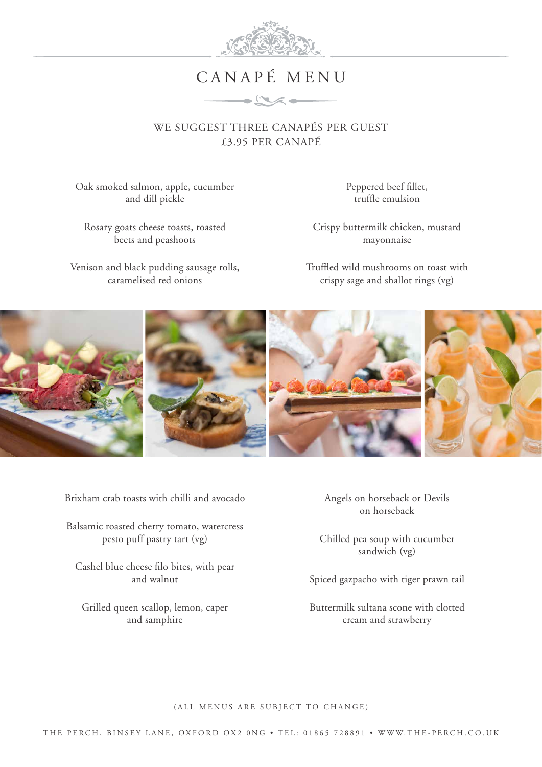# CANAPÉ MENU

WE SUGGEST THREE CANAPÉS PER GUEST
£3.95 PER CANAPÉ

Oak smoked salmon, apple, cucumber and dill pickle

Rosary goats cheese toasts, roasted beets and peashoots

Venison and black pudding sausage rolls, caramelised red onions

Peppered beef fillet, truffle emulsion

Crispy buttermilk chicken, mustard mayonnaise

Truffled wild mushrooms on toast with crispy sage and shallot rings (vg)

Brixham crab toasts with chilli and avocado

Balsamic roasted cherry tomato, watercress pesto puff pastry tart (vg)

Cashel blue cheese filo bites, with pear and walnut

Grilled queen scallop, lemon, caper and samphire

Angels on horseback or Devils on horseback

Chilled pea soup with cucumber sandwich (vg)

Spiced gazpacho with tiger prawn tail

Buttermilk sultana scone with clotted cream and strawberry

(ALL MENUS ARE SUBJECT TO CHANGE)

THE PERCH, BINSEY LANE, OXFORD OX2 0NG • TEL: 01865 728891 • WWW.THE-PERCH.CO.UK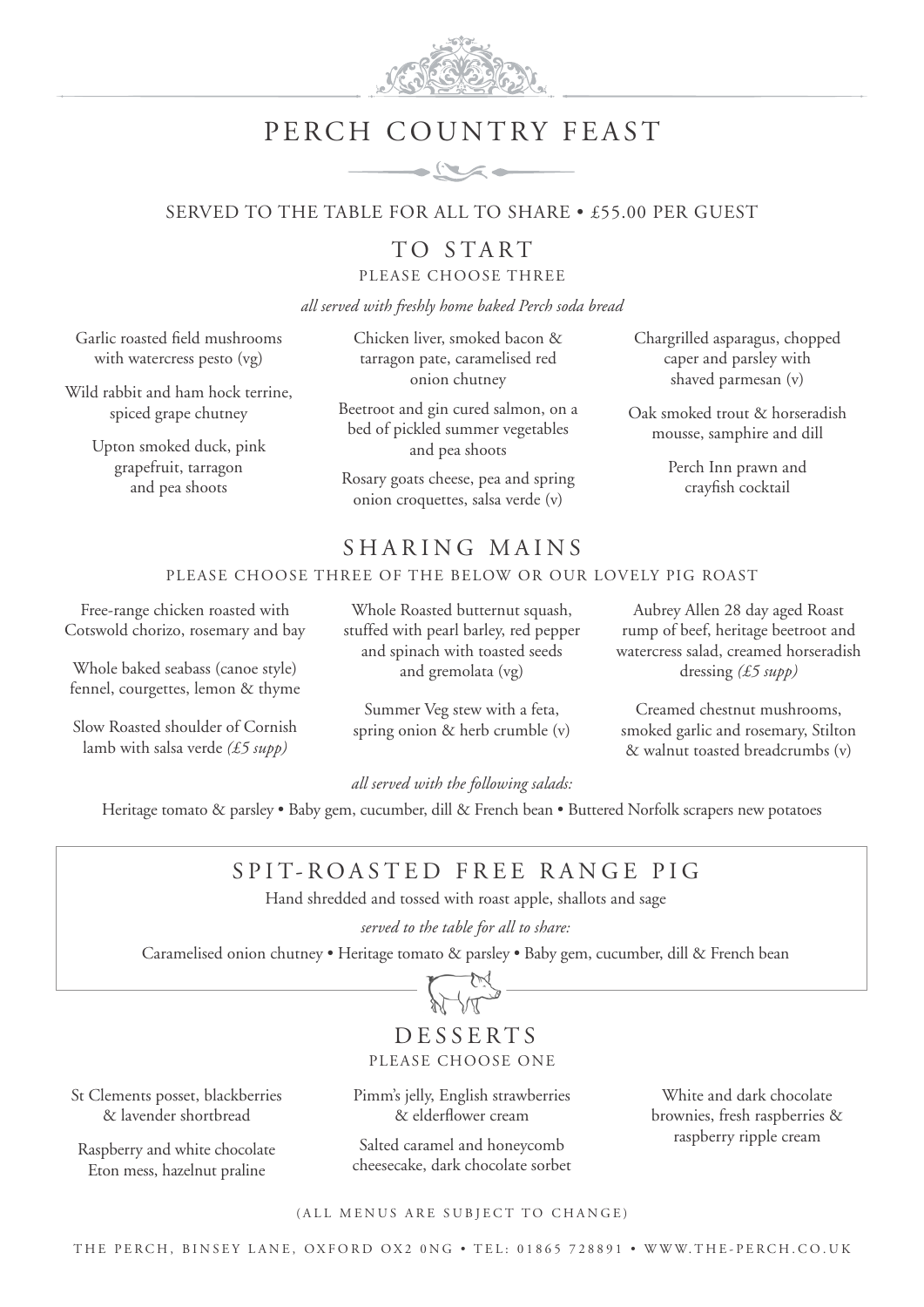# PERCH COUNTRY FEAST

SERVED TO THE TABLE FOR ALL TO SHARE • £55.00 PER GUEST

## TO START

PLEASE CHOOSE THREE

*all served with freshly home baked Perch soda bread*

Garlic roasted field mushrooms with watercress pesto (vg)

Wild rabbit and ham hock terrine, spiced grape chutney

Upton smoked duck, pink grapefruit, tarragon and pea shoots

Chicken liver, smoked bacon & tarragon pate, caramelised red onion chutney

Beetroot and gin cured salmon, on a bed of pickled summer vegetables and pea shoots

Rosary goats cheese, pea and spring onion croquettes, salsa verde (v)

Chargrilled asparagus, chopped caper and parsley with shaved parmesan (v)

Oak smoked trout & horseradish mousse, samphire and dill

Perch Inn prawn and crayfish cocktail

## SHARING MAINS

PLEASE CHOOSE THREE OF THE BELOW OR OUR LOVELY PIG ROAST

Free-range chicken roasted with Cotswold chorizo, rosemary and bay

Whole baked seabass (canoe style) fennel, courgettes, lemon & thyme

Slow Roasted shoulder of Cornish lamb with salsa verde *(£5 supp)*

Whole Roasted butternut squash, stuffed with pearl barley, red pepper and spinach with toasted seeds and gremolata (vg)

Summer Veg stew with a feta, spring onion & herb crumble (v)

Aubrey Allen 28 day aged Roast rump of beef, heritage beetroot and watercress salad, creamed horseradish dressing *(£5 supp)*

Creamed chestnut mushrooms, smoked garlic and rosemary, Stilton & walnut toasted breadcrumbs (v)

*all served with the following salads:*

Heritage tomato & parsley • Baby gem, cucumber, dill & French bean • Buttered Norfolk scrapers new potatoes

## SPIT-ROASTED FREE RANGE PIG

Hand shredded and tossed with roast apple, shallots and sage

*served to the table for all to share:*

Caramelised onion chutney • Heritage tomato & parsley • Baby gem, cucumber, dill & French bean

## DESSERTS

PLEASE CHOOSE ONE

St Clements posset, blackberries & lavender shortbread

Raspberry and white chocolate Eton mess, hazelnut praline

Pimm's jelly, English strawberries & elderflower cream

Salted caramel and honeycomb cheesecake, dark chocolate sorbet

White and dark chocolate brownies, fresh raspberries & raspberry ripple cream

(ALL MENUS ARE SUBJECT TO CHANGE)

THE PERCH, BINSEY LANE, OXFORD OX2 0NG • TEL: 01865 728891 • WWW.THE-PERCH.CO.UK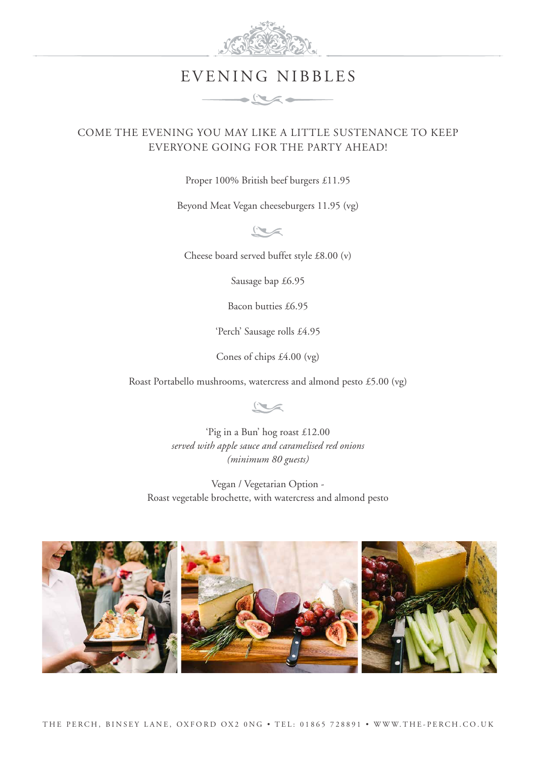# EVENING NIBBLES

## COME THE EVENING YOU MAY LIKE A LITTLE SUSTENANCE TO KEEP EVERYONE GOING FOR THE PARTY AHEAD!

Proper 100% British beef burgers £11.95

Beyond Meat Vegan cheeseburgers 11.95 (vg)

Cheese board served buffet style £8.00 (v)

Sausage bap £6.95

Bacon butties £6.95

'Perch' Sausage rolls £4.95

Cones of chips £4.00 (vg)

Roast Portabello mushrooms, watercress and almond pesto £5.00 (vg)

'Pig in a Bun' hog roast £12.00
*served with apple sauce and caramelised red onions*
*(minimum 80 guests)*

Vegan / Vegetarian Option -
Roast vegetable brochette, with watercress and almond pesto

THE PERCH, BINSEY LANE, OXFORD OX2 0NG • TEL: 01865 728891 • WWW.THE-PERCH.CO.UK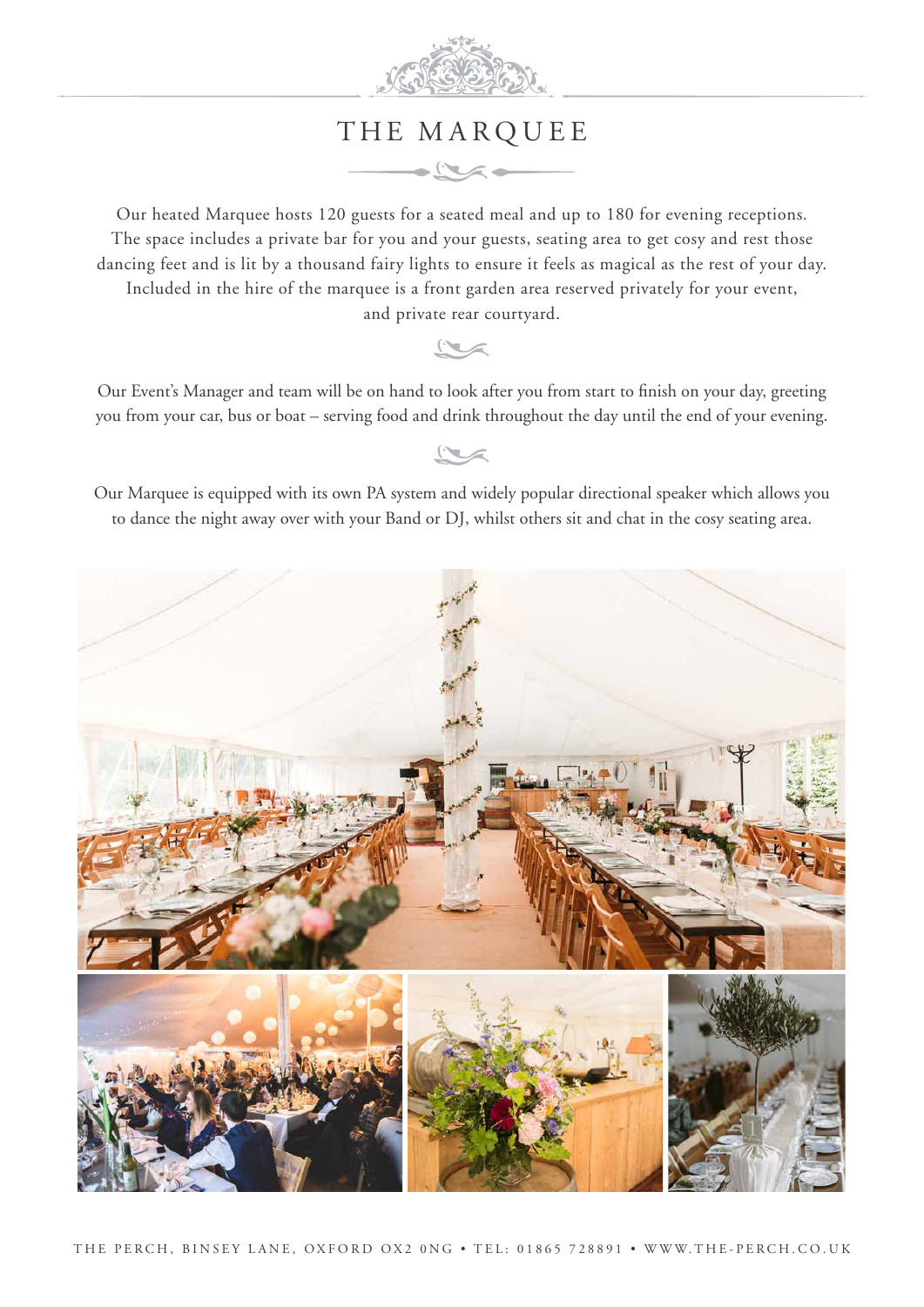# THE MARQUEE

Our heated Marquee hosts 120 guests for a seated meal and up to 180 for evening receptions. The space includes a private bar for you and your guests, seating area to get cosy and rest those dancing feet and is lit by a thousand fairy lights to ensure it feels as magical as the rest of your day. Included in the hire of the marquee is a front garden area reserved privately for your event, and private rear courtyard.

Our Event's Manager and team will be on hand to look after you from start to finish on your day, greeting you from your car, bus or boat – serving food and drink throughout the day until the end of your evening.

Our Marquee is equipped with its own PA system and widely popular directional speaker which allows you to dance the night away over with your Band or DJ, whilst others sit and chat in the cosy seating area.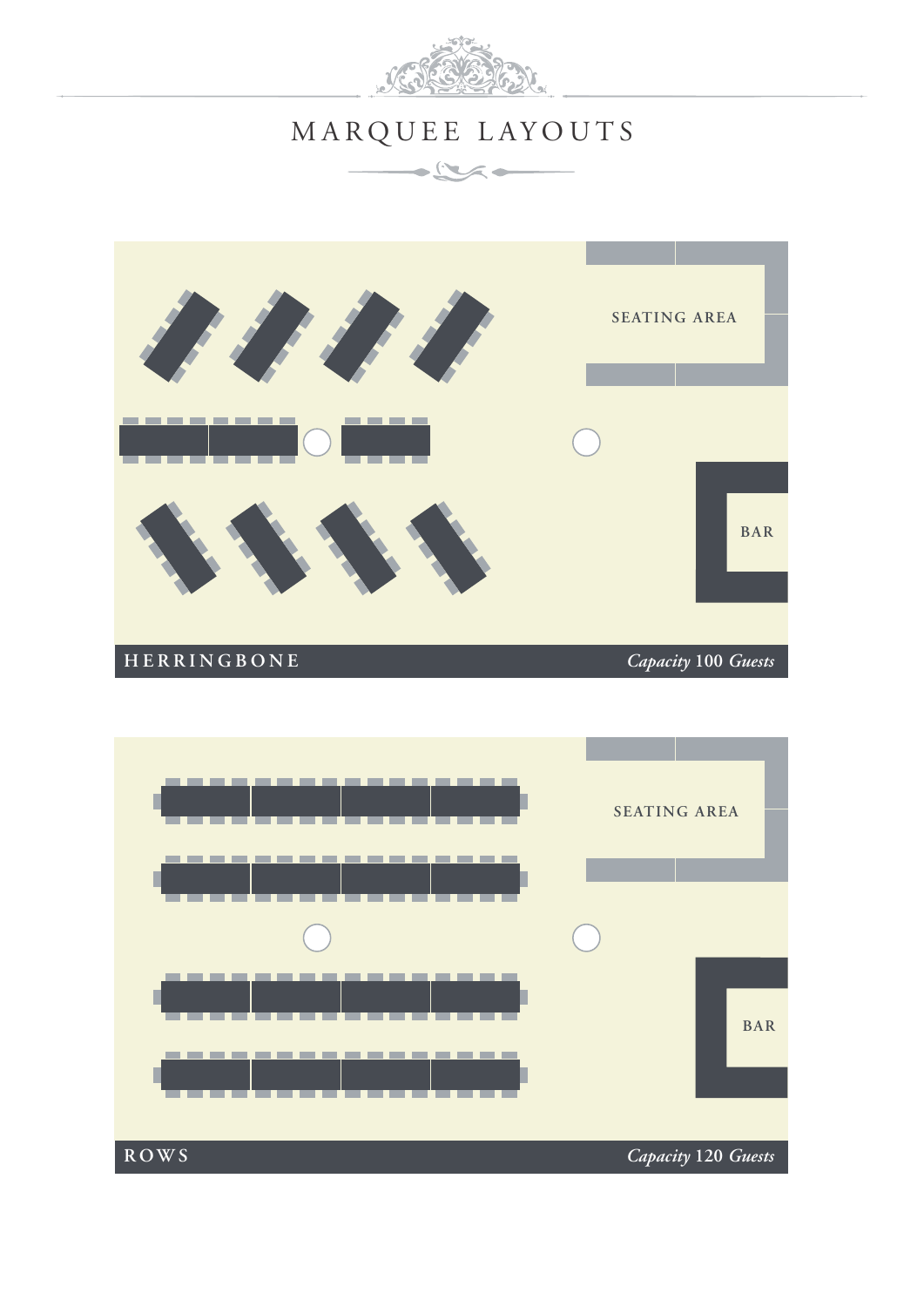# MARQUEE LAYOUTS

SEATING AREA

BAR

HERRINGBONE *Capacity* 100 *Guests*

SEATING AREA

BAR

ROWS *Capacity* 120 *Guests*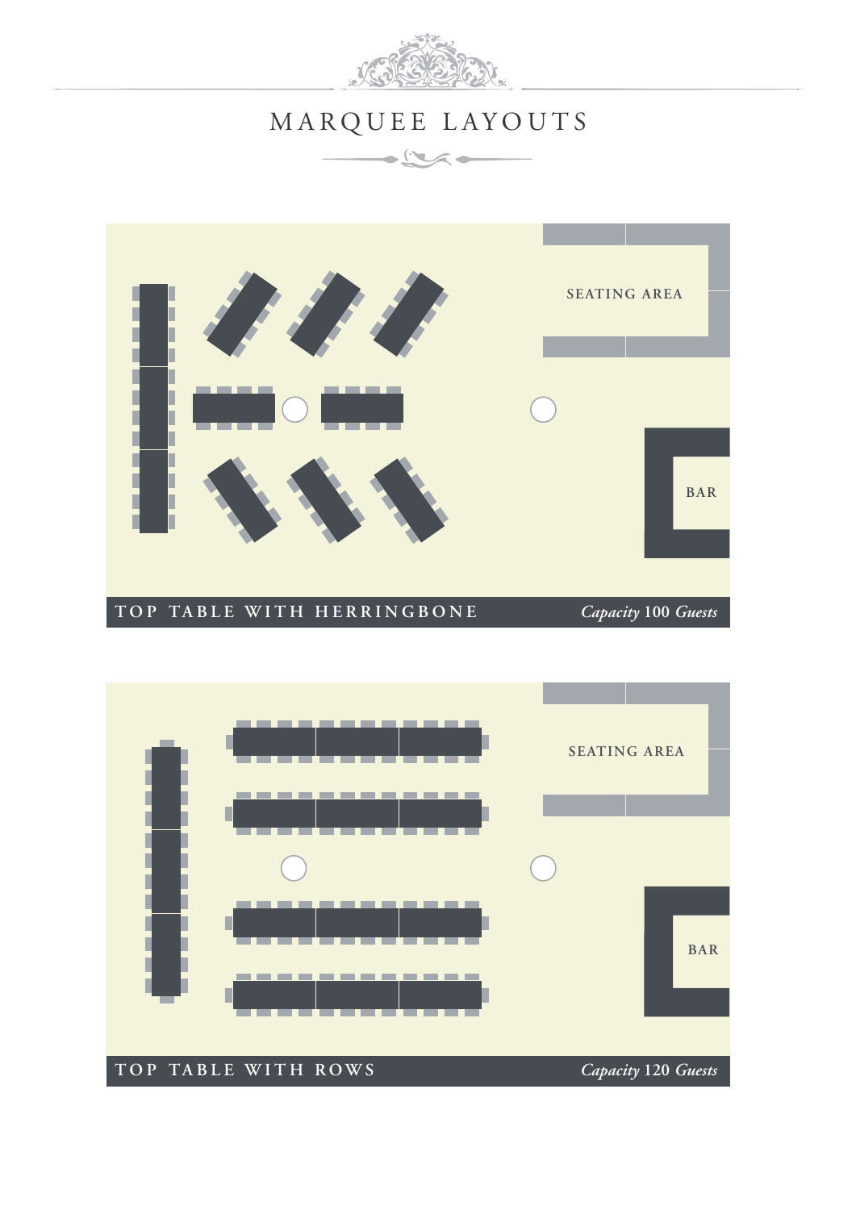# MARQUEE LAYOUTS

SEATING AREA

BAR

**TOP TABLE WITH HERRINGBONE** *Capacity* 100 *Guests*

SEATING AREA

BAR

**TOP TABLE WITH ROWS** *Capacity* 120 *Guests*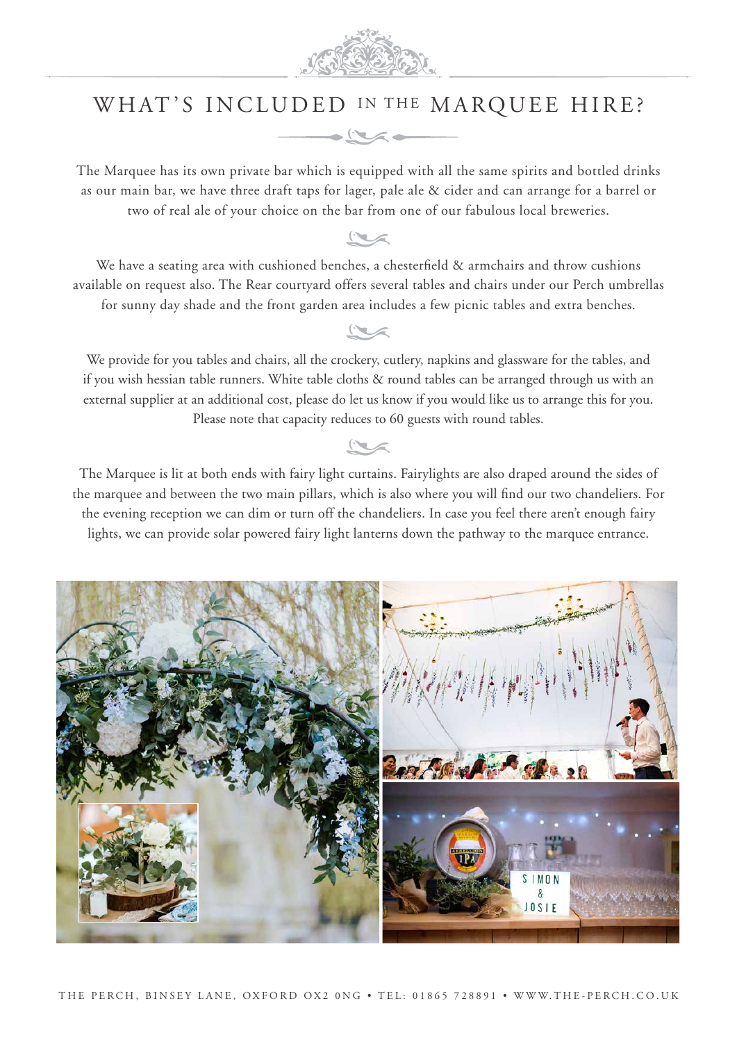# WHAT'S INCLUDED IN THE MARQUEE HIRE?

The Marquee has its own private bar which is equipped with all the same spirits and bottled drinks as our main bar, we have three draft taps for lager, pale ale & cider and can arrange for a barrel or two of real ale of your choice on the bar from one of our fabulous local breweries.

We have a seating area with cushioned benches, a chesterfield & armchairs and throw cushions available on request also. The Rear courtyard offers several tables and chairs under our Perch umbrellas for sunny day shade and the front garden area includes a few picnic tables and extra benches.

We provide for you tables and chairs, all the crockery, cutlery, napkins and glassware for the tables, and if you wish hessian table runners. White table cloths & round tables can be arranged through us with an external supplier at an additional cost, please do let us know if you would like us to arrange this for you. Please note that capacity reduces to 60 guests with round tables.

The Marquee is lit at both ends with fairy light curtains. Fairylights are also draped around the sides of the marquee and between the two main pillars, which is also where you will find our two chandeliers. For the evening reception we can dim or turn off the chandeliers. In case you feel there aren't enough fairy lights, we can provide solar powered fairy light lanterns down the pathway to the marquee entrance.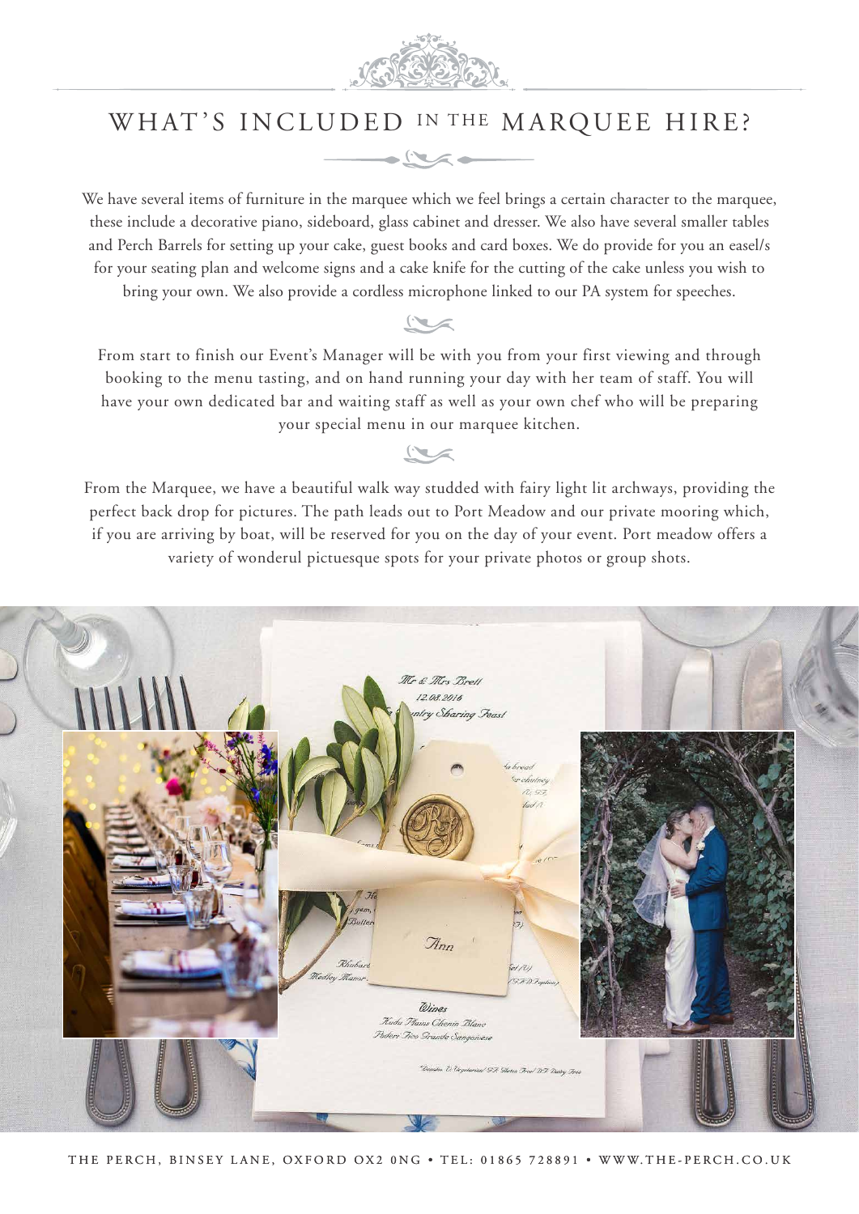# WHAT'S INCLUDED IN THE MARQUEE HIRE?

We have several items of furniture in the marquee which we feel brings a certain character to the marquee, these include a decorative piano, sideboard, glass cabinet and dresser. We also have several smaller tables and Perch Barrels for setting up your cake, guest books and card boxes. We do provide for you an easel/s for your seating plan and welcome signs and a cake knife for the cutting of the cake unless you wish to bring your own. We also provide a cordless microphone linked to our PA system for speeches.

From start to finish our Event's Manager will be with you from your first viewing and through booking to the menu tasting, and on hand running your day with her team of staff. You will have your own dedicated bar and waiting staff as well as your own chef who will be preparing your special menu in our marquee kitchen.

From the Marquee, we have a beautiful walk way studded with fairy light lit archways, providing the perfect back drop for pictures. The path leads out to Port Meadow and our private mooring which, if you are arriving by boat, will be reserved for you on the day of your event. Port meadow offers a variety of wonderul pictuesque spots for your private photos or group shots.

THE PERCH, BINSEY LANE, OXFORD OX2 0NG • TEL: 01865 728891 • WWW.THE-PERCH.CO.UK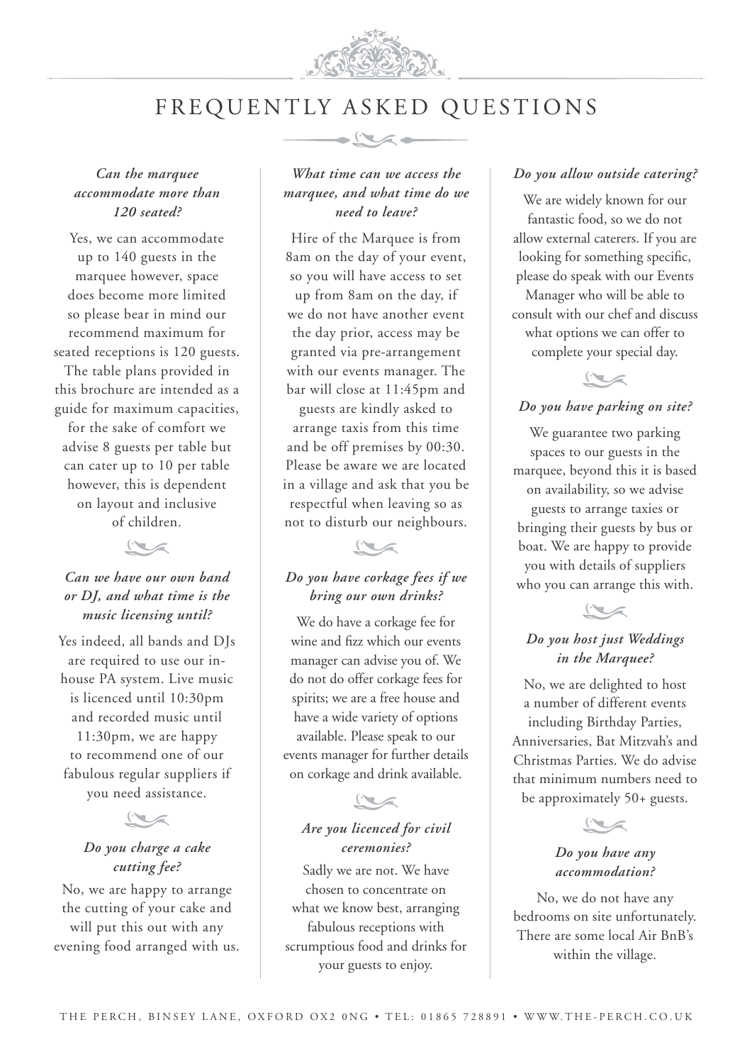# FREQUENTLY ASKED QUESTIONS

***Can the marquee accommodate more than 120 seated?***

Yes, we can accommodate up to 140 guests in the marquee however, space does become more limited so please bear in mind our recommend maximum for seated receptions is 120 guests. The table plans provided in this brochure are intended as a guide for maximum capacities, for the sake of comfort we advise 8 guests per table but can cater up to 10 per table however, this is dependent on layout and inclusive of children.

***Can we have our own band or DJ, and what time is the music licensing until?***

Yes indeed, all bands and DJs are required to use our in-house PA system. Live music is licenced until 10:30pm and recorded music until 11:30pm, we are happy to recommend one of our fabulous regular suppliers if you need assistance.

***Do you charge a cake cutting fee?***

No, we are happy to arrange the cutting of your cake and will put this out with any evening food arranged with us.

***What time can we access the marquee, and what time do we need to leave?***

Hire of the Marquee is from 8am on the day of your event, so you will have access to set up from 8am on the day, if we do not have another event the day prior, access may be granted via pre-arrangement with our events manager. The bar will close at 11:45pm and guests are kindly asked to arrange taxis from this time and be off premises by 00:30. Please be aware we are located in a village and ask that you be respectful when leaving so as not to disturb our neighbours.

***Do you have corkage fees if we bring our own drinks?***

We do have a corkage fee for wine and fizz which our events manager can advise you of. We do not do offer corkage fees for spirits; we are a free house and have a wide variety of options available. Please speak to our events manager for further details on corkage and drink available.

***Are you licenced for civil ceremonies?***

Sadly we are not. We have chosen to concentrate on what we know best, arranging fabulous receptions with scrumptious food and drinks for your guests to enjoy.

***Do you allow outside catering?***

We are widely known for our fantastic food, so we do not allow external caterers. If you are looking for something specific, please do speak with our Events Manager who will be able to consult with our chef and discuss what options we can offer to complete your special day.

***Do you have parking on site?***

We guarantee two parking spaces to our guests in the marquee, beyond this it is based on availability, so we advise guests to arrange taxies or bringing their guests by bus or boat. We are happy to provide you with details of suppliers who you can arrange this with.

***Do you host just Weddings in the Marquee?***

No, we are delighted to host a number of different events including Birthday Parties, Anniversaries, Bat Mitzvah's and Christmas Parties. We do advise that minimum numbers need to be approximately 50+ guests.

***Do you have any accommodation?***

No, we do not have any bedrooms on site unfortunately. There are some local Air BnB's within the village.

THE PERCH, BINSEY LANE, OXFORD OX2 0NG • TEL: 01865 728891 • WWW.THE-PERCH.CO.UK